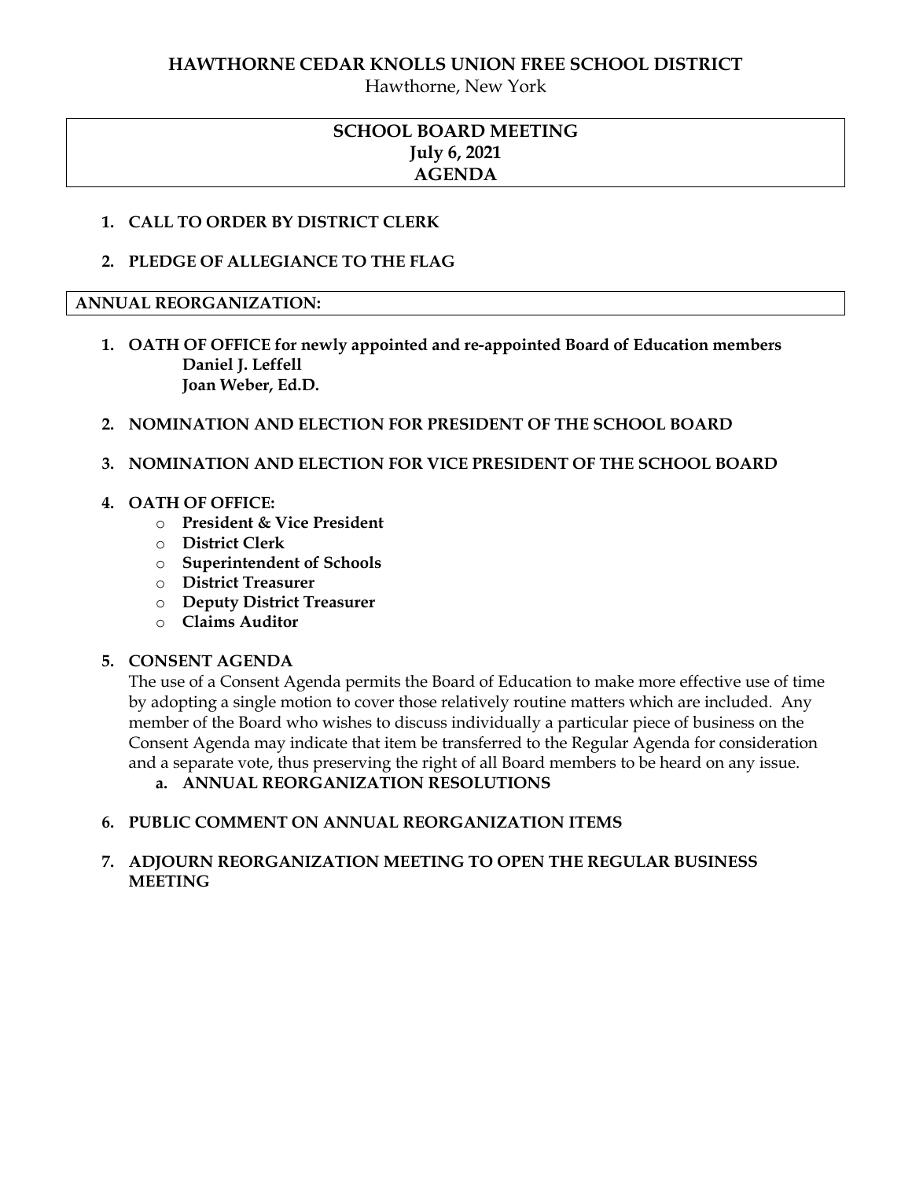# HAWTHORNE CEDAR KNOLLS UNION FREE SCHOOL DISTRICT

Hawthorne, New York

## SCHOOL BOARD MEETING
## July 6, 2021
## AGENDA

1. **CALL TO ORDER BY DISTRICT CLERK**

2. **PLEDGE OF ALLEGIANCE TO THE FLAG**

## ANNUAL REORGANIZATION:

1. **OATH OF OFFICE for newly appointed and re-appointed Board of Education members**
   **Daniel J. Leffell**
   **Joan Weber, Ed.D.**

2. **NOMINATION AND ELECTION FOR PRESIDENT OF THE SCHOOL BOARD**

3. **NOMINATION AND ELECTION FOR VICE PRESIDENT OF THE SCHOOL BOARD**

4. **OATH OF OFFICE:**
   - **President & Vice President**
   - **District Clerk**
   - **Superintendent of Schools**
   - **District Treasurer**
   - **Deputy District Treasurer**
   - **Claims Auditor**

5. **CONSENT AGENDA**
   The use of a Consent Agenda permits the Board of Education to make more effective use of time by adopting a single motion to cover those relatively routine matters which are included. Any member of the Board who wishes to discuss individually a particular piece of business on the Consent Agenda may indicate that item be transferred to the Regular Agenda for consideration and a separate vote, thus preserving the right of all Board members to be heard on any issue.
   a. **ANNUAL REORGANIZATION RESOLUTIONS**

6. **PUBLIC COMMENT ON ANNUAL REORGANIZATION ITEMS**

7. **ADJOURN REORGANIZATION MEETING TO OPEN THE REGULAR BUSINESS MEETING**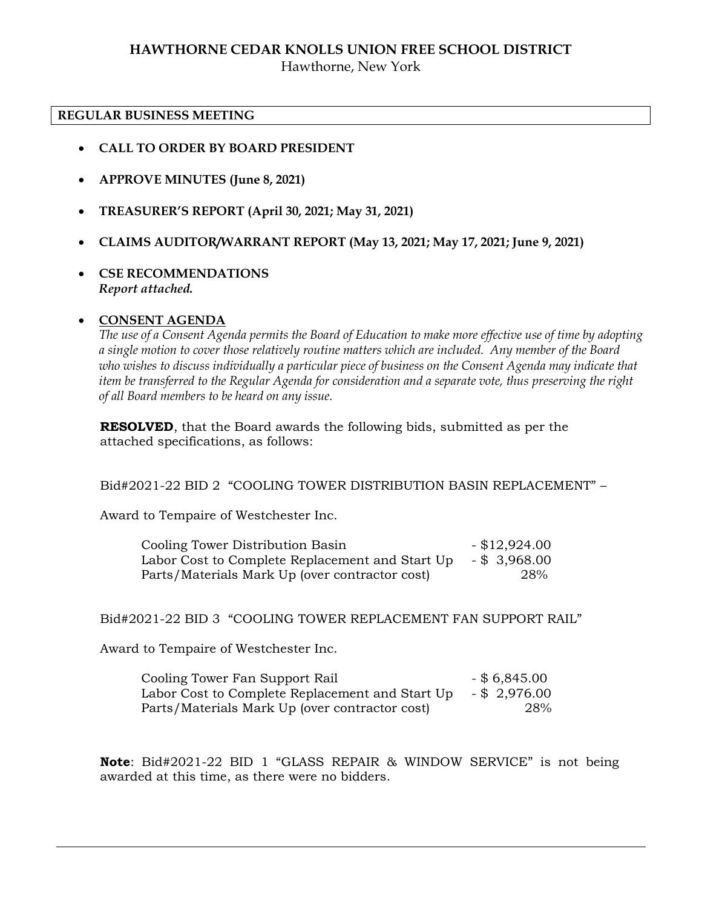# HAWTHORNE CEDAR KNOLLS UNION FREE SCHOOL DISTRICT

Hawthorne, New York

**REGULAR BUSINESS MEETING**

- **CALL TO ORDER BY BOARD PRESIDENT**
- **APPROVE MINUTES (June 8, 2021)**
- **TREASURER'S REPORT (April 30, 2021; May 31, 2021)**
- **CLAIMS AUDITOR/WARRANT REPORT (May 13, 2021; May 17, 2021; June 9, 2021)**
- **CSE RECOMMENDATIONS**
  ***Report attached.***
- **CONSENT AGENDA**
  *The use of a Consent Agenda permits the Board of Education to make more effective use of time by adopting a single motion to cover those relatively routine matters which are included. Any member of the Board who wishes to discuss individually a particular piece of business on the Consent Agenda may indicate that item be transferred to the Regular Agenda for consideration and a separate vote, thus preserving the right of all Board members to be heard on any issue.*

  **RESOLVED**, that the Board awards the following bids, submitted as per the attached specifications, as follows:

  Bid#2021-22 BID 2 "COOLING TOWER DISTRIBUTION BASIN REPLACEMENT" –

  Award to Tempaire of Westchester Inc.

  | | |
  |---|---|
  | Cooling Tower Distribution Basin | - $12,924.00 |
  | Labor Cost to Complete Replacement and Start Up | - $ 3,968.00 |
  | Parts/Materials Mark Up (over contractor cost) | 28% |

  Bid#2021-22 BID 3 "COOLING TOWER REPLACEMENT FAN SUPPORT RAIL"

  Award to Tempaire of Westchester Inc.

  | | |
  |---|---|
  | Cooling Tower Fan Support Rail | - $ 6,845.00 |
  | Labor Cost to Complete Replacement and Start Up | - $ 2,976.00 |
  | Parts/Materials Mark Up (over contractor cost) | 28% |

  **Note**: Bid#2021-22 BID 1 "GLASS REPAIR & WINDOW SERVICE" is not being awarded at this time, as there were no bidders.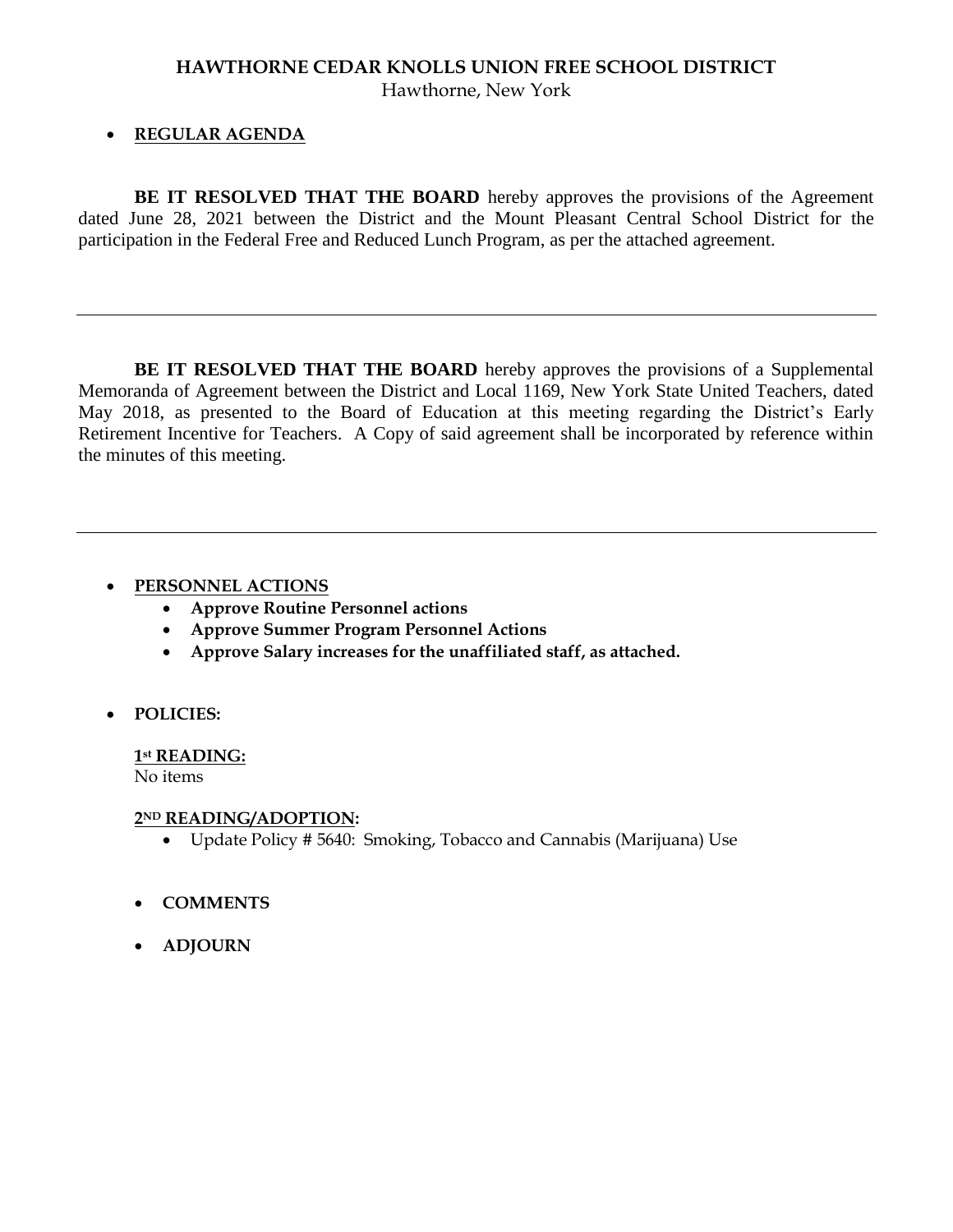**HAWTHORNE CEDAR KNOLLS UNION FREE SCHOOL DISTRICT**
Hawthorne, New York

- **REGULAR AGENDA**

**BE IT RESOLVED THAT THE BOARD** hereby approves the provisions of the Agreement dated June 28, 2021 between the District and the Mount Pleasant Central School District for the participation in the Federal Free and Reduced Lunch Program, as per the attached agreement.

---

**BE IT RESOLVED THAT THE BOARD** hereby approves the provisions of a Supplemental Memoranda of Agreement between the District and Local 1169, New York State United Teachers, dated May 2018, as presented to the Board of Education at this meeting regarding the District's Early Retirement Incentive for Teachers. A Copy of said agreement shall be incorporated by reference within the minutes of this meeting.

---

- **PERSONNEL ACTIONS**
  - **Approve Routine Personnel actions**
  - **Approve Summer Program Personnel Actions**
  - **Approve Salary increases for the unaffiliated staff, as attached.**

- **POLICIES:**

**1st READING:**
No items

**2ND READING/ADOPTION:**
- Update Policy # 5640: Smoking, Tobacco and Cannabis (Marijuana) Use

- **COMMENTS**
- **ADJOURN**